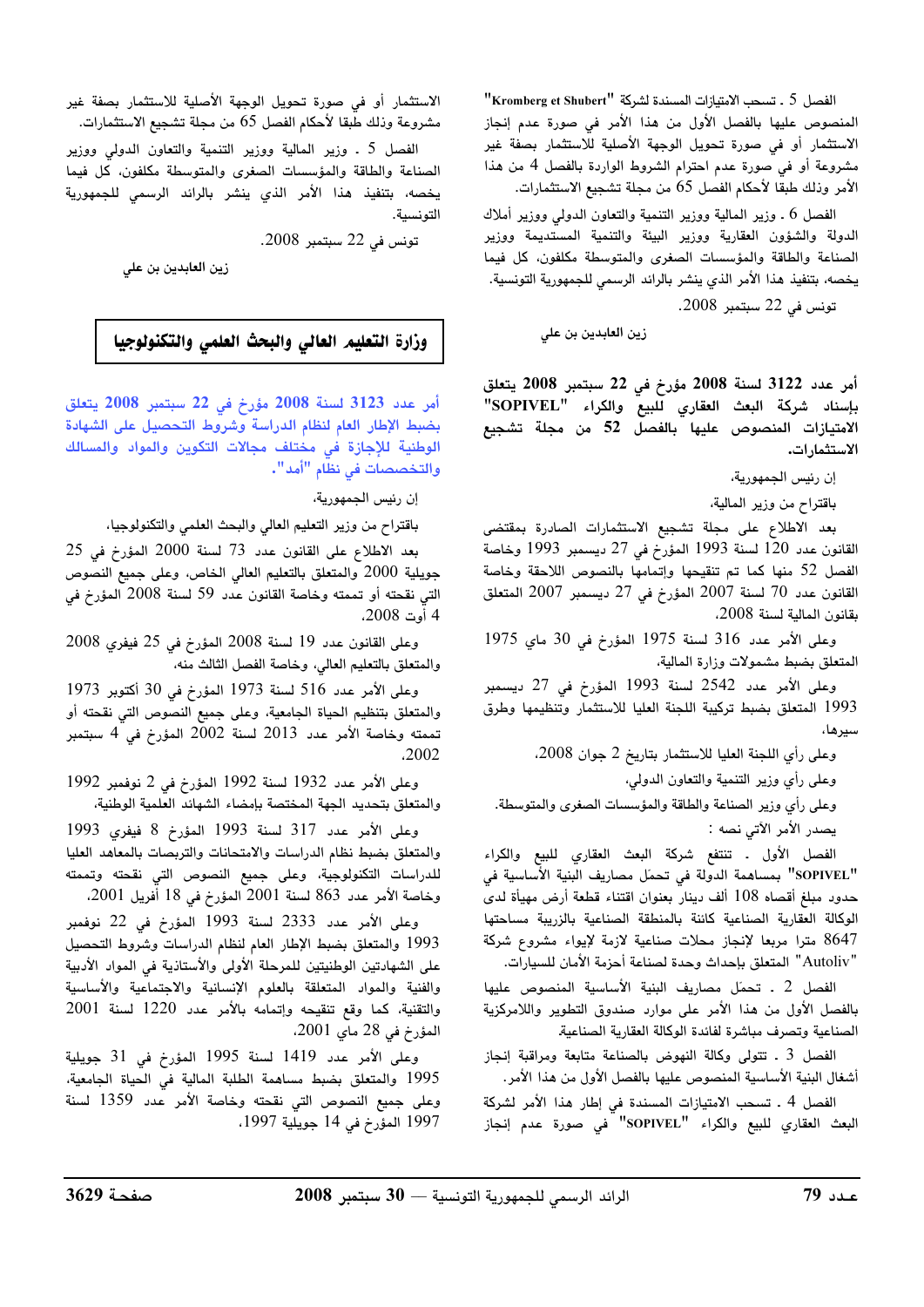الفصل 5 ـ تسحب الامتيازات المسندة لشركة "Kromberg et Shubert" المنصوص عليها بالفصل الأول من هذا الأمر في صورة عدم إنجاز الاستثمار أو في صورة تحويل الوجهة الأصلية للاستثمار بصفة غير مشروعة أو في صورة عدم احترام الشروط الواردة بالفصل 4 من هذا الأمر وذلك طبقا لأحكام الفصل 65 من مجلة تشجيع الاستثمارات.

الفصل 6 ـ وزير المالية ووزير التنمية والتعاون الدولي ووزير أملاك الدولة والشؤون العقارية ووزير البيئة والتنمية المستديمة ووزير الصناعة والطاقة والمؤسسات الصغرى والمتوسطة مكلفون، كل فيما يخصه، بتنفيذ هذا الأمر الذي ينشر بالرائد الرسمي للجمهورية التونسية.

تونس في 22 سبتمبر 2008.

زين العابدين بن علي

**أمر عدد 3122 لسنة 2008 مؤرخ في 22 سبتمبر 2008 يتعلق بإسناد شركة البعث العقاري للبيع والكراء "SOPIVEL" الامتيازات المنصوص عليها بالفصل 52 من مجلة تشجيع الاستثمارات.**

إن رئيس الجمهورية،

باقتراح من وزير المالية،

بعد الاطلاع على مجلة تشجيع الاستثمارات الصادرة بمقتضى القانون عدد 120 لسنة 1993 المؤرخ في 27 ديسمبر 1993 وخاصة الفصل 52 منها كما تم تنقيحها وإتمامها بالنصوص اللاحقة وخاصة القانون عدد 70 لسنة 2007 المؤرخ في 27 ديسمبر 2007 المتعلق بقانون المالية لسنة 2008،

وعلى الأمر عدد 316 لسنة 1975 المؤرخ في 30 ماي 1975 المتعلق بضبط مشمولات وزارة المالية،

وعلى الأمر عدد 2542 لسنة 1993 المؤرخ في 27 ديسمبر 1993 المتعلق بضبط تركيبة اللجنة العليا للاستثمار وتنظيمها وطرق سيرها،

وعلى رأي اللجنة العليا للاستثمار بتاريخ 2 جوان 2008،

وعلى رأي وزير التنمية والتعاون الدولي،

وعلى رأي وزير الصناعة والطاقة والمؤسسات الصغرى والمتوسطة.

يصدر الأمر الآتي نصه :

الفصل الأول ـ تنتفع شركة البعث العقاري للبيع والكراء "SOPIVEL" بمساهمة الدولة في تحمّل مصاريف البنية الأساسية في حدود مبلغ أقصاه 108 ألف دينار بعنوان اقتناء قطعة أرض مهيأة لدى الوكالة العقارية الصناعية كائنة بالمنطقة الصناعية بالزريبة مساحتها 8647 مترا مربعا لإنجاز محلات صناعية لازمة لإيواء مشروع شركة "Autoliv" المتعلق بإحداث وحدة لصناعة أحزمة الأمان للسيارات.

الفصل 2 ـ تحمّل مصاريف البنية الأساسية المنصوص عليها بالفصل الأول من هذا الأمر على موارد صندوق التطوير واللامركزية الصناعية وتصرف مباشرة لفائدة الوكالة العقارية الصناعية.

الفصل 3 ـ تتولى وكالة النهوض بالصناعة متابعة ومراقبة إنجاز أشغال البنية الأساسية المنصوص عليها بالفصل الأول من هذا الأمر.

الفصل 4 ـ تسحب الامتيازات المسندة في إطار هذا الأمر لشركة البعث العقاري للبيع والكراء "SOPIVEL" في صورة عدم إنجاز الاستثمار أو في صورة تحويل الوجهة الأصلية للاستثمار بصفة غير مشروعة وذلك طبقا لأحكام الفصل 65 من مجلة تشجيع الاستثمارات.

الفصل 5 ـ وزير المالية ووزير التنمية والتعاون الدولي ووزير الصناعة والطاقة والمؤسسات الصغرى والمتوسطة مكلفون، كل فيما يخصه، بتنفيذ هذا الأمر الذي ينشر بالرائد الرسمي للجمهورية التونسية.

تونس في 22 سبتمبر 2008.

زين العابدين بن علي

## وزارة التعليم العالي والبحث العلمي والتكنولوجيا

**أمر عدد 3123 لسنة 2008 مؤرخ في 22 سبتمبر 2008 يتعلق بضبط الإطار العام لنظام الدراسة وشروط التحصيل على الشهادة الوطنية للإجازة في مختلف مجالات التكوين والمواد والمسالك والتخصصات في نظام "أمد".**

إن رئيس الجمهورية،

باقتراح من وزير التعليم العالي والبحث العلمي والتكنولوجيا،

بعد الاطلاع على القانون عدد 73 لسنة 2000 المؤرخ في 25 جويلية 2000 والمتعلق بالتعليم العالي الخاص، وعلى جميع النصوص التي نقحته أو تممته وخاصة القانون عدد 59 لسنة 2008 المؤرخ في 4 أوت 2008،

وعلى القانون عدد 19 لسنة 2008 المؤرخ في 25 فيفري 2008 والمتعلق بالتعليم العالي، وخاصة الفصل الثالث منه،

وعلى الأمر عدد 516 لسنة 1973 المؤرخ في 30 أكتوبر 1973 والمتعلق بتنظيم الحياة الجامعية، وعلى جميع النصوص التي نقحته أو تممته وخاصة الأمر عدد 2013 لسنة 2002 المؤرخ في 4 سبتمبر 2002،

وعلى الأمر عدد 1932 لسنة 1992 المؤرخ في 2 نوفمبر 1992 والمتعلق بتحديد الجهة المختصة بإمضاء الشهائد العلمية الوطنية،

وعلى الأمر عدد 317 لسنة 1993 المؤرخ في 8 فيفري 1993 والمتعلق بضبط نظام الدراسات والامتحانات والتربصات بالمعاهد العليا للدراسات التكنولوجية، وعلى جميع النصوص التي نقحته وتممته وخاصة الأمر عدد 863 لسنة 2001 المؤرخ في 18 أفريل 2001،

وعلى الأمر عدد 2333 لسنة 1993 المؤرخ في 22 نوفمبر 1993 والمتعلق بضبط الإطار العام لنظام الدراسات وشروط التحصيل على الشهادتين الوطنيتين للمرحلة الأولى والأستاذية في المواد الأدبية والفنية والمواد المتعلقة بالعلوم الإنسانية والاجتماعية والأساسية والتقنية، كما وقع تنقيحه وإتمامه بالأمر عدد 1220 لسنة 2001 المؤرخ في 28 ماي 2001،

وعلى الأمر عدد 1419 لسنة 1995 المؤرخ في 31 جويلية 1995 والمتعلق بضبط مساهمة الطلبة المالية في الحياة الجامعية، وعلى جميع النصوص التي نقحته وخاصة الأمر عدد 1359 لسنة 1997 المؤرخ في 14 جويلية 1997،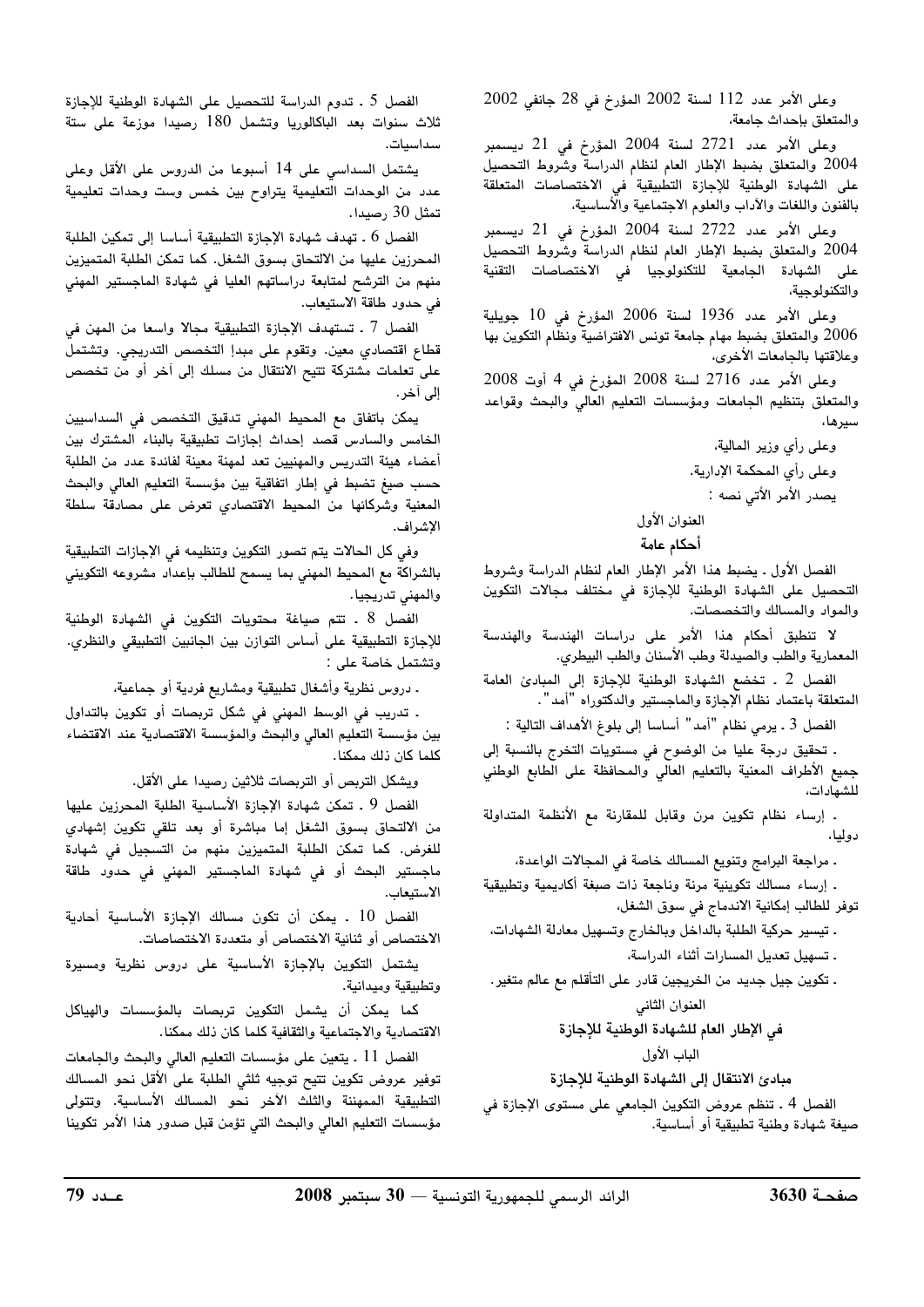وعلى الأمر عدد 112 لسنة 2002 المؤرخ في 28 جانفي 2002 والمتعلق بإحداث جامعة،

وعلى الأمر عدد 2721 لسنة 2004 المؤرخ في 21 ديسمبر 2004 والمتعلق بضبط الإطار العام لنظام الدراسة وشروط التحصيل على الشهادة الوطنية للإجازة التطبيقية في الاختصاصات المتعلقة بالفنون واللغات والآداب والعلوم الاجتماعية والأساسية،

وعلى الأمر عدد 2722 لسنة 2004 المؤرخ في 21 ديسمبر 2004 والمتعلق بضبط الإطار العام لنظام الدراسة وشروط التحصيل على الشهادة الجامعية للتكنولوجيا في الاختصاصات التقنية والتكنولوجية،

وعلى الأمر عدد 1936 لسنة 2006 المؤرخ في 10 جويلية 2006 والمتعلق بضبط مهام جامعة تونس الافتراضية ونظام التكوين بها وعلاقتها بالجامعات الأخرى،

وعلى الأمر عدد 2716 لسنة 2008 المؤرخ في 4 أوت 2008 والمتعلق بتنظيم الجامعات ومؤسسات التعليم العالي والبحث وقواعد سيرها،

وعلى رأي وزير المالية،

وعلى رأي المحكمة الإدارية.

يصدر الأمر الآتي نصه :

## العنوان الأول

## أحكام عامة

الفصل الأول ـ يضبط هذا الأمر الإطار العام لنظام الدراسة وشروط التحصيل على الشهادة الوطنية للإجازة في مختلف مجالات التكوين والمواد والمسالك والتخصصات.

لا تنطبق أحكام هذا الأمر على دراسات الهندسة والهندسة المعمارية والطب والصيدلة وطب الأسنان والطب البيطري.

الفصل 2 ـ تخضع الشهادة الوطنية للإجازة إلى المبادئ العامة المتعلقة باعتماد نظام الإجازة والماجستير والدكتوراه "أمد".

الفصل 3 ـ يرمي نظام "أمد" أساسا إلى بلوغ الأهداف التالية :

ـ تحقيق درجة عليا من الوضوح في مستويات التخرج بالنسبة إلى جميع الأطراف المعنية بالتعليم العالي والمحافظة على الطابع الوطني للشهادات،

ـ إرساء نظام تكوين مرن وقابل للمقارنة مع الأنظمة المتداولة دوليا،

ـ مراجعة البرامج وتنويع المسالك خاصة في المجالات الواعدة،

ـ إرساء مسالك تكوينية مرنة وناجعة ذات صبغة أكاديمية وتطبيقية توفر للطالب إمكانية الاندماج في سوق الشغل،

ـ تيسير حركية الطلبة بالداخل وبالخارج وتسهيل معادلة الشهادات،

ـ تسهيل تعديل المسارات أثناء الدراسة،

ـ تكوين جيل جديد من الخريجين قادر على التأقلم مع عالم متغير.

## العنوان الثاني

## في الإطار العام للشهادة الوطنية للإجازة

### الباب الأول

### مبادئ الانتقال إلى الشهادة الوطنية للإجازة

الفصل 4 ـ تنظم عروض التكوين الجامعي على مستوى الإجازة في صيغة شهادة وطنية تطبيقية أو أساسية.

الفصل 5 ـ تدوم الدراسة للتحصيل على الشهادة الوطنية للإجازة ثلاث سنوات بعد الباكالوريا وتشمل 180 رصيدا موزعة على ستة سداسيات.

يشتمل السداسي على 14 أسبوعا من الدروس على الأقل وعلى عدد من الوحدات التعليمية يتراوح بين خمس وست وحدات تعليمية تمثل 30 رصيدا.

الفصل 6 ـ تهدف شهادة الإجازة التطبيقية أساسا إلى تمكين الطلبة المحرزين عليها من الالتحاق بسوق الشغل. كما تمكن الطلبة المتميزين منهم من الترشح لمتابعة دراساتهم العليا في شهادة الماجستير المهني في حدود طاقة الاستيعاب.

الفصل 7 ـ تستهدف الإجازة التطبيقية مجالا واسعا من المهن في قطاع اقتصادي معين. وتقوم على مبدإ التخصص التدريجي. وتشتمل على تعلمات مشتركة تتيح الانتقال من مسلك إلى آخر أو من تخصص إلى آخر.

يمكن باتفاق مع المحيط المهني تدقيق التخصص في السداسيين الخامس والسادس قصد إحداث إجازات تطبيقية بالبناء المشترك بين أعضاء هيئة التدريس والمهنيين تعد لمهنة معينة لفائدة عدد من الطلبة حسب صيغ تضبط في إطار اتفاقية بين مؤسسة التعليم العالي والبحث المعنية وشركائها من المحيط الاقتصادي تعرض على مصادقة سلطة الإشراف.

وفي كل الحالات يتم تصور التكوين وتنظيمه في الإجازات التطبيقية بالشراكة مع المحيط المهني بما يسمح للطالب بإعداد مشروعه التكويني والمهني تدريجيا.

الفصل 8 ـ تتم صياغة محتويات التكوين في الشهادة الوطنية للإجازة التطبيقية على أساس التوازن بين الجانبين التطبيقي والنظري. وتشتمل خاصة على :

ـ دروس نظرية وأشغال تطبيقية ومشاريع فردية أو جماعية،

ـ تدريب في الوسط المهني في شكل تربصات أو تكوين بالتداول بين مؤسسة التعليم العالي والبحث والمؤسسة الاقتصادية عند الاقتضاء كلما كان ذلك ممكنا.

ويشكل التربص أو التربصات ثلاثين رصيدا على الأقل.

الفصل 9 ـ تمكن شهادة الإجازة الأساسية الطلبة المحرزين عليها من الالتحاق بسوق الشغل إما مباشرة أو بعد تلقي تكوين إشهادي للغرض. كما تمكن الطلبة المتميزين منهم من التسجيل في شهادة ماجستير البحث أو في شهادة الماجستير المهني في حدود طاقة الاستيعاب.

الفصل 10 ـ يمكن أن تكون مسالك الإجازة الأساسية أحادية الاختصاص أو ثنائية الاختصاص أو متعددة الاختصاصات.

يشتمل التكوين بالإجازة الأساسية على دروس نظرية ومسيرة وتطبيقية وميدانية.

كما يمكن أن يشمل التكوين تربصات بالمؤسسات والهياكل الاقتصادية والاجتماعية والثقافية كلما كان ذلك ممكنا.

الفصل 11 ـ يتعين على مؤسسات التعليم العالي والبحث والجامعات توفير عروض تكوين تتيح توجيه ثلثي الطلبة على الأقل نحو المسالك التطبيقية الممهننة والثلث الآخر نحو المسالك الأساسية. وتتولى مؤسسات التعليم العالي والبحث التي تؤمن قبل صدور هذا الأمر تكوينا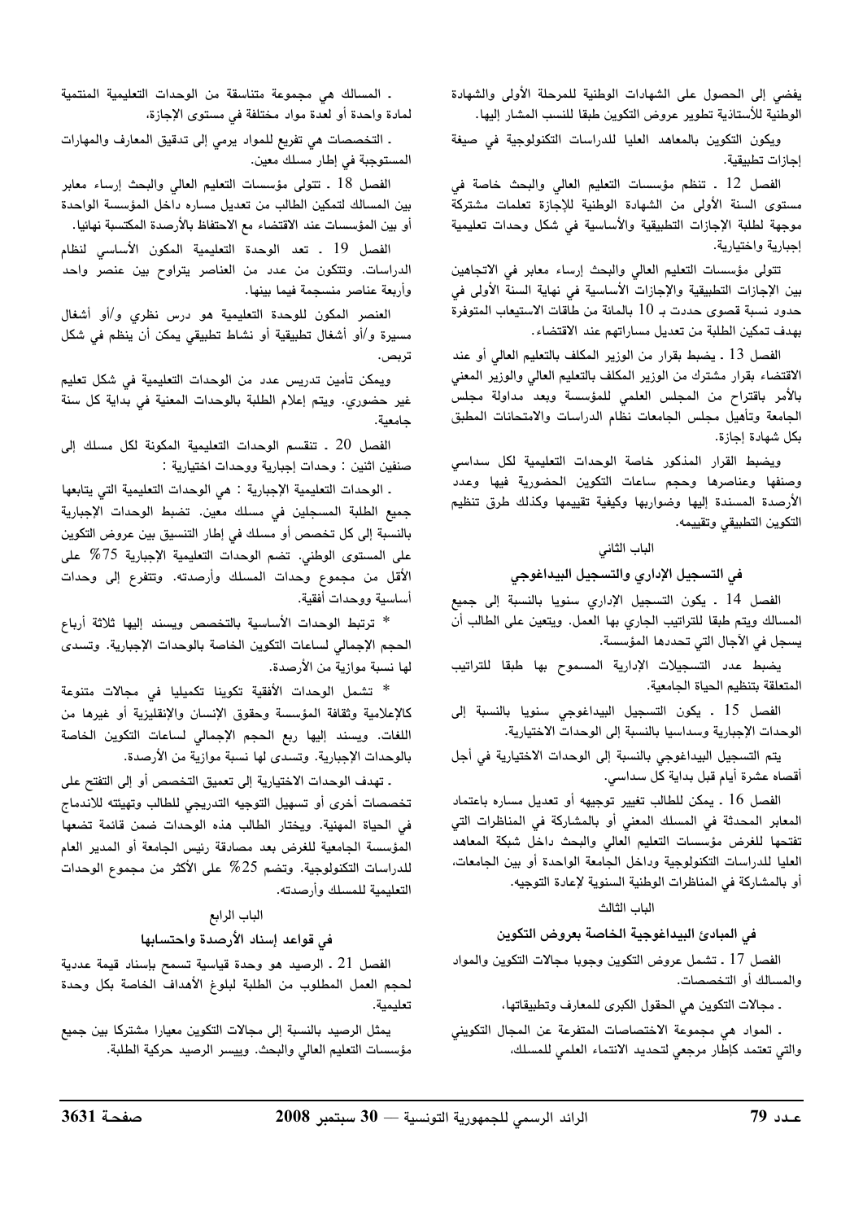يفضي إلى الحصول على الشهادات الوطنية للمرحلة الأولى والشهادة الوطنية للأستاذية تطوير عروض التكوين طبقا للنسب المشار إليها.

ويكون التكوين بالمعاهد العليا للدراسات التكنولوجية في صيغة إجازات تطبيقية.

الفصل 12 ـ تنظم مؤسسات التعليم العالي والبحث خاصة في مستوى السنة الأولى من الشهادة الوطنية للإجازة تعلمات مشتركة موجهة لطلبة الإجازات التطبيقية والأساسية في شكل وحدات تعليمية إجبارية واختيارية.

تتولى مؤسسات التعليم العالي والبحث إرساء معابر في الاتجاهين بين الإجازات التطبيقية والإجازات الأساسية في نهاية السنة الأولى في حدود نسبة قصوى حددت بـ 10 بالمائة من طاقات الاستيعاب المتوفرة بهدف تمكين الطلبة من تعديل مساراتهم عند الاقتضاء.

الفصل 13 ـ يضبط بقرار من الوزير المكلف بالتعليم العالي أو عند الاقتضاء بقرار مشترك من الوزير المكلف بالتعليم العالي والوزير المعني بالأمر باقتراح من المجلس العلمي للمؤسسة وبعد مداولة مجلس الجامعة وتأهيل مجلس الجامعات نظام الدراسات والامتحانات المطبق بكل شهادة إجازة.

ويضبط القرار المذكور خاصة الوحدات التعليمية لكل سداسي وصنفها وعناصرها وحجم ساعات التكوين الحضورية فيها وعدد الأرصدة المسندة إليها وضواربها وكيفية تقييمها وكذلك طرق تنظيم التكوين التطبيقي وتقييمه.

## الباب الثاني

## في التسجيل الإداري والتسجيل البيداغوجي

الفصل 14 ـ يكون التسجيل الإداري سنويا بالنسبة إلى جميع المسالك ويتم طبقا للتراتيب الجاري بها العمل. ويتعين على الطالب أن يسجل في الآجال التي تحددها المؤسسة.

يضبط عدد التسجيلات الإدارية المسموح بها طبقا للتراتيب المتعلقة بتنظيم الحياة الجامعية.

الفصل 15 ـ يكون التسجيل البيداغوجي سنويا بالنسبة إلى الوحدات الإجبارية وسداسيا بالنسبة إلى الوحدات الاختيارية.

يتم التسجيل البيداغوجي بالنسبة إلى الوحدات الاختيارية في أجل أقصاه عشرة أيام قبل بداية كل سداسي.

الفصل 16 ـ يمكن للطالب تغيير توجيهه أو تعديل مساره باعتماد المعابر المحدثة في المسلك المعني أو بالمشاركة في المناظرات التي تفتحها للغرض مؤسسات التعليم العالي والبحث داخل شبكة المعاهد العليا للدراسات التكنولوجية وداخل الجامعة الواحدة أو بين الجامعات، أو بالمشاركة في المناظرات الوطنية السنوية لإعادة التوجيه.

## الباب الثالث

## في المبادئ البيداغوجية الخاصة بعروض التكوين

الفصل 17 ـ تشمل عروض التكوين وجوبا مجالات التكوين والمواد والمسالك أو التخصصات.

ـ مجالات التكوين هي الحقول الكبرى للمعارف وتطبيقاتها،

ـ المواد هي مجموعة الاختصاصات المتفرعة عن المجال التكويني والتي تعتمد كإطار مرجعي لتحديد الانتماء العلمي للمسلك،

ـ المسالك هي مجموعة متناسقة من الوحدات التعليمية المنتمية لمادة واحدة أو لعدة مواد مختلفة في مستوى الإجازة،

ـ التخصصات هي تفريع للمواد يرمي إلى تدقيق المعارف والمهارات المستوجبة في إطار مسلك معين.

الفصل 18 ـ تتولى مؤسسات التعليم العالي والبحث إرساء معابر بين المسالك لتمكين الطالب من تعديل مساره داخل المؤسسة الواحدة أو بين المؤسسات عند الاقتضاء مع الاحتفاظ بالأرصدة المكتسبة نهائيا.

الفصل 19 ـ تعد الوحدة التعليمية المكون الأساسي لنظام الدراسات. وتتكون من عدد من العناصر يتراوح بين عنصر واحد وأربعة عناصر منسجمة فيما بينها.

العنصر المكون للوحدة التعليمية هو درس نظري و/أو أشغال مسيرة و/أو أشغال تطبيقية أو نشاط تطبيقي يمكن أن ينظم في شكل تربص.

ويمكن تأمين تدريس عدد من الوحدات التعليمية في شكل تعليم غير حضوري. ويتم إعلام الطلبة بالوحدات المعنية في بداية كل سنة جامعية.

الفصل 20 ـ تنقسم الوحدات التعليمية المكونة لكل مسلك إلى صنفين اثنين : وحدات إجبارية ووحدات اختيارية :

ـ الوحدات التعليمية الإجبارية : هي الوحدات التعليمية التي يتابعها جميع الطلبة المسجلين في مسلك معين. تضبط الوحدات الإجبارية بالنسبة إلى كل تخصص أو مسلك في إطار التنسيق بين عروض التكوين على المستوى الوطني. تضم الوحدات التعليمية الإجبارية 75% على الأقل من مجموع وحدات المسلك وأرصدته. وتتفرع إلى وحدات أساسية ووحدات أفقية.

* ترتبط الوحدات الأساسية بالتخصص ويسند إليها ثلاثة أرباع الحجم الإجمالي لساعات التكوين الخاصة بالوحدات الإجبارية. وتسدى لها نسبة موازية من الأرصدة.

* تشمل الوحدات الأفقية تكوينا تكميليا في مجالات متنوعة كالإعلامية وثقافة المؤسسة وحقوق الإنسان والإنقليزية أو غيرها من اللغات. ويسند إليها ربع الحجم الإجمالي لساعات التكوين الخاصة بالوحدات الإجبارية. وتسدى لها نسبة موازية من الأرصدة.

ـ تهدف الوحدات الاختيارية إلى تعميق التخصص أو إلى التفتح على تخصصات أخرى أو تسهيل التوجيه التدريجي للطالب وتهيئته للاندماج في الحياة المهنية. ويختار الطالب هذه الوحدات ضمن قائمة تضعها المؤسسة الجامعية للغرض بعد مصادقة رئيس الجامعة أو المدير العام للدراسات التكنولوجية. وتضم 25% على الأكثر من مجموع الوحدات التعليمية للمسلك وأرصدته.

## الباب الرابع

## في قواعد إسناد الأرصدة واحتسابها

الفصل 21 ـ الرصيد هو وحدة قياسية تسمح بإسناد قيمة عددية لحجم العمل المطلوب من الطلبة لبلوغ الأهداف الخاصة بكل وحدة تعليمية.

يمثل الرصيد بالنسبة إلى مجالات التكوين معيارا مشتركا بين جميع مؤسسات التعليم العالي والبحث. وييسر الرصيد حركية الطلبة.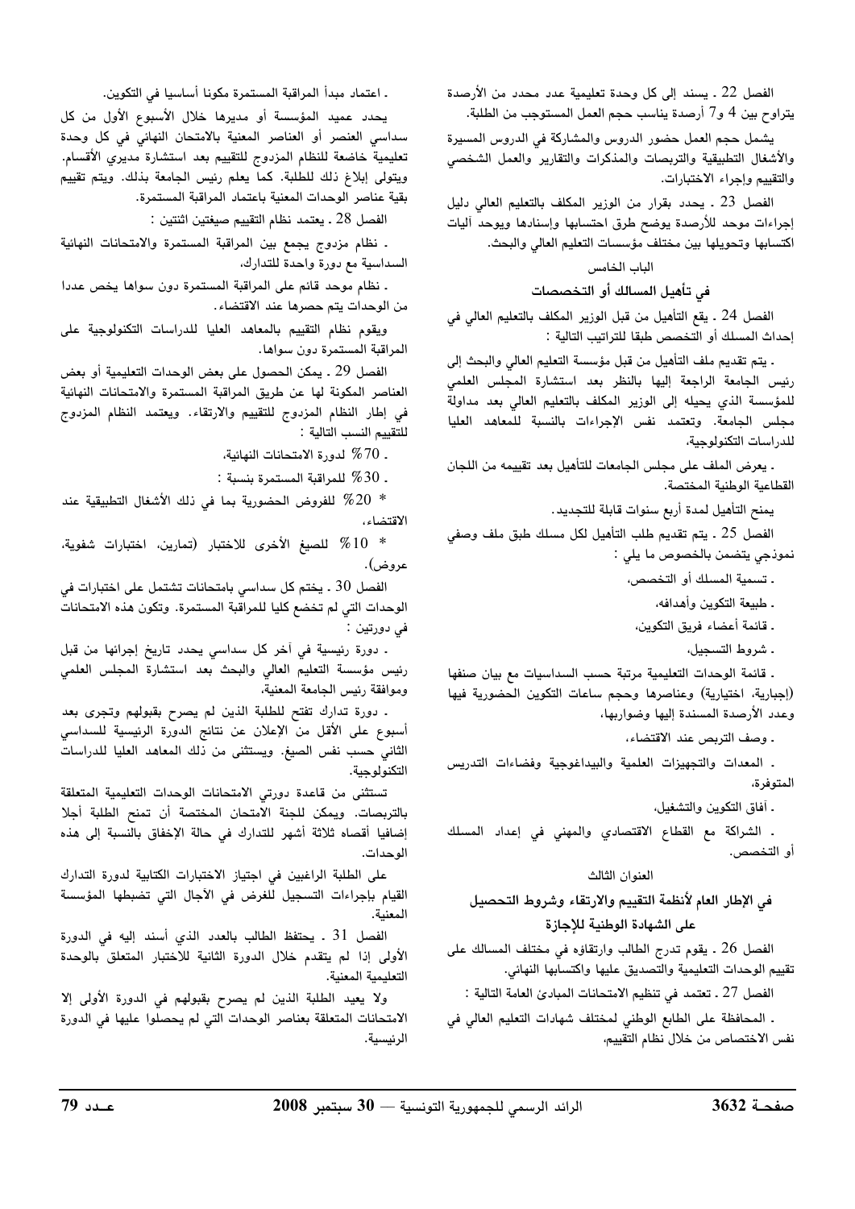الفصل 22 ـ يسند إلى كل وحدة تعليمية عدد محدد من الأرصدة يتراوح بين 4 و7 أرصدة يناسب حجم العمل المستوجب من الطلبة.

يشمل حجم العمل حضور الدروس والمشاركة في الدروس المسيرة والأشغال التطبيقية والتربصات والمذكرات والتقارير والعمل الشخصي والتقييم وإجراء الاختبارات.

الفصل 23 ـ يحدد بقرار من الوزير المكلف بالتعليم العالي دليل إجراءات موحد للأرصدة يوضح طرق احتسابها وإسنادها ويوحد آليات اكتسابها وتحويلها بين مختلف مؤسسات التعليم العالي والبحث.

## الباب الخامس

## في تأهيل المسالك أو التخصصات

الفصل 24 ـ يقع التأهيل من قبل الوزير المكلف بالتعليم العالي في إحداث المسلك أو التخصص طبقا للتراتيب التالية :

ـ يتم تقديم ملف التأهيل من قبل مؤسسة التعليم العالي والبحث إلى رئيس الجامعة الراجعة إليها بالنظر بعد استشارة المجلس العلمي للمؤسسة الذي يحيله إلى الوزير المكلف بالتعليم العالي بعد مداولة مجلس الجامعة. وتعتمد نفس الإجراءات بالنسبة للمعاهد العليا للدراسات التكنولوجية،

ـ يعرض الملف على مجلس الجامعات للتأهيل بعد تقييمه من اللجان القطاعية الوطنية المختصة.

يمنح التأهيل لمدة أربع سنوات قابلة للتجديد.

الفصل 25 ـ يتم تقديم طلب التأهيل لكل مسلك طبق ملف وصفي نموذجي يتضمن بالخصوص ما يلي :

ـ تسمية المسلك أو التخصص،

ـ طبيعة التكوين وأهدافه،

ـ قائمة أعضاء فريق التكوين،

ـ شروط التسجيل،

ـ قائمة الوحدات التعليمية مرتبة حسب السداسيات مع بيان صنفها (إجبارية، اختيارية) وعناصرها وحجم ساعات التكوين الحضورية فيها وعدد الأرصدة المسندة إليها وضواربها،

ـ وصف التربص عند الاقتضاء،

ـ المعدات والتجهيزات العلمية والبيداغوجية وفضاءات التدريس المتوفرة،

ـ آفاق التكوين والتشغيل،

ـ الشراكة مع القطاع الاقتصادي والمهني في إعداد المسلك أو التخصص.

## العنوان الثالث

## في الإطار العام لأنظمة التقييم والارتقاء وشروط التحصيل على الشهادة الوطنية للإجازة

الفصل 26 ـ يقوم تدرج الطالب وارتقاؤه في مختلف المسالك على تقييم الوحدات التعليمية والتصديق عليها واكتسابها النهائي.

الفصل 27 ـ تعتمد في تنظيم الامتحانات المبادئ العامة التالية :

ـ المحافظة على الطابع الوطني لمختلف شهادات التعليم العالي في نفس الاختصاص من خلال نظام التقييم،

ـ اعتماد مبدأ المراقبة المستمرة مكونا أساسيا في التكوين.

يحدد عميد المؤسسة أو مديرها خلال الأسبوع الأول من كل سداسي العنصر أو العناصر المعنية بالامتحان النهائي في كل وحدة تعليمية خاضعة للنظام المزدوج للتقييم بعد استشارة مديري الأقسام. ويتولى إبلاغ ذلك للطلبة. كما يعلم رئيس الجامعة بذلك. ويتم تقييم بقية عناصر الوحدات المعنية باعتماد المراقبة المستمرة.

الفصل 28 ـ يعتمد نظام التقييم صيغتين اثنتين :

ـ نظام مزدوج يجمع بين المراقبة المستمرة والامتحانات النهائية السداسية مع دورة واحدة للتدارك،

ـ نظام موحد قائم على المراقبة المستمرة دون سواها يخص عددا من الوحدات يتم حصرها عند الاقتضاء.

ويقوم نظام التقييم بالمعاهد العليا للدراسات التكنولوجية على المراقبة المستمرة دون سواها.

الفصل 29 ـ يمكن الحصول على بعض الوحدات التعليمية أو بعض العناصر المكونة لها عن طريق المراقبة المستمرة والامتحانات النهائية في إطار النظام المزدوج للتقييم والارتقاء. ويعتمد النظام المزدوج للتقييم النسب التالية :

ـ 70% لدورة الامتحانات النهائية،

ـ 30% للمراقبة المستمرة بنسبة :

* 20% للفروض الحضورية بما في ذلك الأشغال التطبيقية عند الاقتضاء،

* 10% للصيغ الأخرى للاختبار (تمارين، اختبارات شفوية، عروض).

الفصل 30 ـ يختم كل سداسي بامتحانات تشتمل على اختبارات في الوحدات التي لم تخضع كليا للمراقبة المستمرة. وتكون هذه الامتحانات في دورتين :

ـ دورة رئيسية في آخر كل سداسي يحدد تاريخ إجرائها من قبل رئيس مؤسسة التعليم العالي والبحث بعد استشارة المجلس العلمي وموافقة رئيس الجامعة المعنية،

ـ دورة تدارك تفتح للطلبة الذين لم يصرح بقبولهم وتجرى بعد أسبوع على الأقل من الإعلان عن نتائج الدورة الرئيسية للسداسي الثاني حسب نفس الصيغ. ويستثنى من ذلك المعاهد العليا للدراسات التكنولوجية.

تستثنى من قاعدة دورتي الامتحانات الوحدات التعليمية المتعلقة بالتربصات. ويمكن للجنة الامتحان المختصة أن تمنح الطلبة أجلا إضافيا أقصاه ثلاثة أشهر للتدارك في حالة الإخفاق بالنسبة إلى هذه الوحدات.

على الطلبة الراغبين في اجتياز الاختبارات الكتابية لدورة التدارك القيام بإجراءات التسجيل للغرض في الآجال التي تضبطها المؤسسة المعنية.

الفصل 31 ـ يحتفظ الطالب بالعدد الذي أسند إليه في الدورة الأولى إذا لم يتقدم خلال الدورة الثانية للاختبار المتعلق بالوحدة التعليمية المعنية.

ولا يعيد الطلبة الذين لم يصرح بقبولهم في الدورة الأولى إلا الامتحانات المتعلقة بعناصر الوحدات التي لم يحصلوا عليها في الدورة الرئيسية.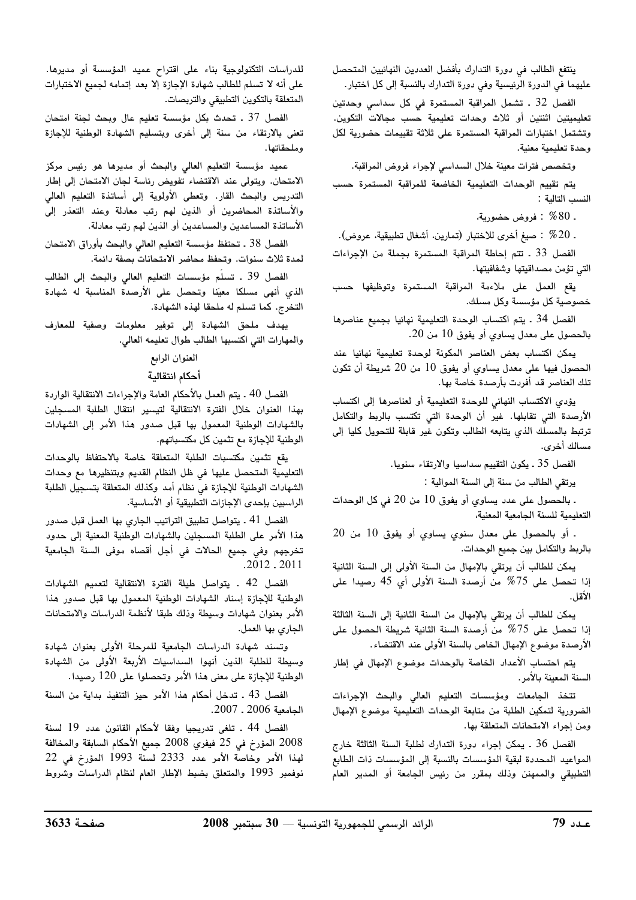ينتفع الطالب في دورة التدارك بأفضل العددين النهائيين المتحصل عليهما في الدورة الرئيسية وفي دورة التدارك بالنسبة إلى كل اختبار.

الفصل 32 ـ تشمل المراقبة المستمرة في كل سداسي وحدتين تعليميتين اثنتين أو ثلاث وحدات تعليمية حسب مجالات التكوين. وتشتمل اختبارات المراقبة المستمرة على ثلاثة تقييمات حضورية لكل وحدة تعليمية معنية.

وتخصص فترات معينة خلال السداسي لإجراء فروض المراقبة.

يتم تقييم الوحدات التعليمية الخاضعة للمراقبة المستمرة حسب النسب التالية :

ـ 80% : فروض حضورية،

ـ 20% : صيغ أخرى للاختبار (تمارين، أشغال تطبيقية، عروض).

الفصل 33 ـ تتم إحاطة المراقبة المستمرة بجملة من الإجراءات التي تؤمن مصداقيتها وشفافيتها.

يقع العمل على ملاءمة المراقبة المستمرة وتوظيفها حسب خصوصية كل مؤسسة وكل مسلك.

الفصل 34 ـ يتم اكتساب الوحدة التعليمية نهائيا بجميع عناصرها بالحصول على معدل يساوي أو يفوق 10 من 20.

يمكن اكتساب بعض العناصر المكونة لوحدة تعليمية نهائيا عند الحصول فيها على معدل يساوي أو يفوق 10 من 20 شريطة أن تكون تلك العناصر قد أفردت بأرصدة خاصة بها.

يؤدي الاكتساب النهائي للوحدة التعليمية أو لعناصرها إلى اكتساب الأرصدة التي تقابلها. غير أن الوحدة التي تكتسب بالربط والتكامل ترتبط بالمسلك الذي يتابعه الطالب وتكون غير قابلة للتحويل كليا إلى مسالك أخرى.

الفصل 35 ـ يكون التقييم سداسيا والارتقاء سنويا.

يرتقي الطالب من سنة إلى السنة الموالية :

ـ بالحصول على عدد يساوي أو يفوق 10 من 20 في كل الوحدات التعليمية للسنة الجامعية المعنية،

ـ أو بالحصول على معدل سنوي يساوي أو يفوق 10 من 20 بالربط والتكامل بين جميع الوحدات.

يمكن للطالب أن يرتقي بالإمهال من السنة الأولى إلى السنة الثانية إذا تحصل على 75% من أرصدة السنة الأولى أي 45 رصيدا على الأقل.

يمكن للطالب أن يرتقي بالإمهال من السنة الثانية إلى السنة الثالثة إذا تحصل على 75% من أرصدة السنة الثانية شريطة الحصول على الأرصدة موضوع الإمهال الخاص بالسنة الأولى عند الاقتضاء.

يتم احتساب الأعداد الخاصة بالوحدات موضوع الإمهال في إطار السنة المعنية بالأمر.

تتخذ الجامعات ومؤسسات التعليم العالي والبحث الإجراءات الضرورية لتمكين الطلبة من متابعة الوحدات التعليمية موضوع الإمهال ومن إجراء الامتحانات المتعلقة بها.

الفصل 36 ـ يمكن إجراء دورة التدارك لطلبة السنة الثالثة خارج المواعيد المحددة لبقية المؤسسات بالنسبة إلى المؤسسات ذات الطابع التطبيقي والممهن وذلك بمقرر من رئيس الجامعة أو المدير العام للدراسات التكنولوجية بناء على اقتراح عميد المؤسسة أو مديرها. على أنه لا تسلم للطالب شهادة الإجازة إلا بعد إتمامه لجميع الاختبارات المتعلقة بالتكوين التطبيقي والتربصات.

الفصل 37 ـ تحدث بكل مؤسسة تعليم عال وبحث لجنة امتحان تعنى بالارتقاء من سنة إلى أخرى وبتسليم الشهادة الوطنية للإجازة وملحقاتها.

عميد مؤسسة التعليم العالي والبحث أو مديرها هو رئيس مركز الامتحان. ويتولى عند الاقتضاء تفويض رئاسة لجان الامتحان إلى إطار التدريس والبحث القار. وتعطى الأولوية إلى أساتذة التعليم العالي والأساتذة المحاضرين أو الذين لهم رتب معادلة وعند التعذر إلى الأساتذة المساعدين والمساعدين أو الذين لهم رتب معادلة.

الفصل 38 ـ تحتفظ مؤسسة التعليم العالي والبحث بأوراق الامتحان لمدة ثلاث سنوات. وتحفظ محاضر الامتحانات بصفة دائمة.

الفصل 39 ـ تسلّم مؤسسات التعليم العالي والبحث إلى الطالب الذي أنهى مسلكا معيّنا وتحصل على الأرصدة المناسبة له شهادة التخرج. كما تسلم له ملحقا لهذه الشهادة.

يهدف ملحق الشهادة إلى توفير معلومات وصفية للمعارف والمهارات التي اكتسبها الطالب طوال تعليمه العالي.

## العنوان الرابع

## أحكام انتقالية

الفصل 40 ـ يتم العمل بالأحكام العامة والإجراءات الانتقالية الواردة بهذا العنوان خلال الفترة الانتقالية لتيسير انتقال الطلبة المسجلين بالشهادات الوطنية المعمول بها قبل صدور هذا الأمر إلى الشهادات الوطنية للإجازة مع تثمين كل مكتسباتهم.

يقع تثمين مكتسبات الطلبة المتعلقة خاصة بالاحتفاظ بالوحدات التعليمية المتحصل عليها في ظل النظام القديم وبتنظيرها مع وحدات الشهادات الوطنية للإجازة في نظام أمد وكذلك المتعلقة بتسجيل الطلبة الراسبين بإحدى الإجازات التطبيقية أو الأساسية.

الفصل 41 ـ يتواصل تطبيق التراتيب الجاري بها العمل قبل صدور هذا الأمر على الطلبة المسجلين بالشهادات الوطنية المعنية إلى حدود تخرجهم وفي جميع الحالات في أجل أقصاه موفى السنة الجامعية 2011 ـ 2012.

الفصل 42 ـ يتواصل طيلة الفترة الانتقالية لتعميم الشهادات الوطنية للإجازة إسناد الشهادات الوطنية المعمول بها قبل صدور هذا الأمر بعنوان شهادات وسيطة وذلك طبقا لأنظمة الدراسات والامتحانات الجاري بها العمل.

وتسند شهادة الدراسات الجامعية للمرحلة الأولى بعنوان شهادة وسيطة للطلبة الذين أنهوا السداسيات الأربعة الأولى من الشهادة الوطنية للإجازة على معنى هذا الأمر وتحصلوا على 120 رصيدا.

الفصل 43 ـ تدخل أحكام هذا الأمر حيز التنفيذ بداية من السنة الجامعية 2006 ـ 2007.

الفصل 44 ـ تلغى تدريجيا وفقا لأحكام القانون عدد 19 لسنة 2008 المؤرخ في 25 فيفري 2008 جميع الأحكام السابقة والمخالفة لهذا الأمر وخاصة الأمر عدد 2333 لسنة 1993 المؤرخ في 22 نوفمبر 1993 والمتعلق بضبط الإطار العام لنظام الدراسات وشروط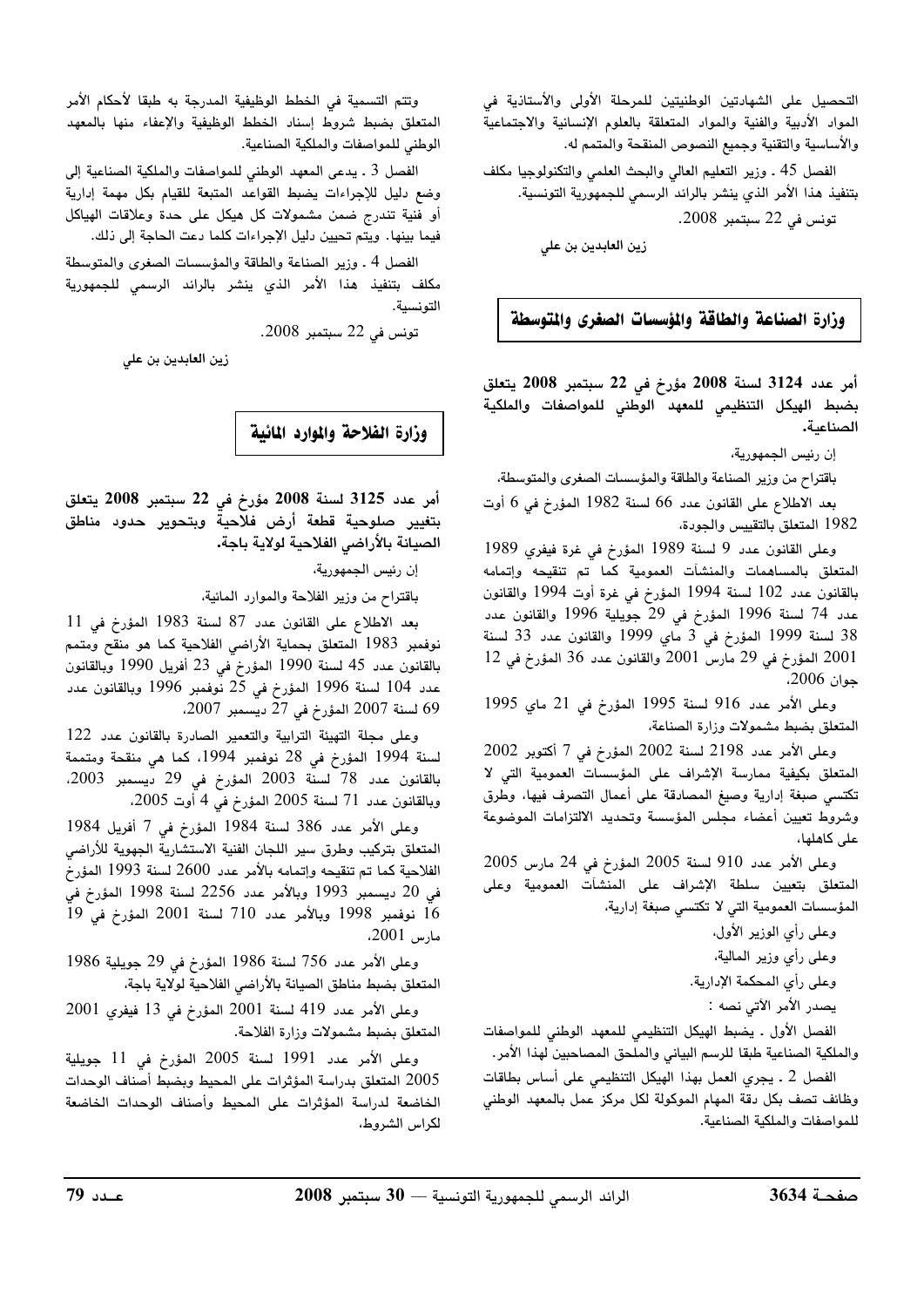التحصيل على الشهادتين الوطنيتين للمرحلة الأولى والأستاذية في المواد الأدبية والفنية والمواد المتعلقة بالعلوم الإنسانية والاجتماعية والأساسية والتقنية وجميع النصوص المنقحة والمتمم له.

الفصل 45 ـ وزير التعليم العالي والبحث العلمي والتكنولوجيا مكلف بتنفيذ هذا الأمر الذي ينشر بالرائد الرسمي للجمهورية التونسية.

تونس في 22 سبتمبر 2008.

**زين العابدين بن علي**

## وزارة الصناعة والطاقة والمؤسسات الصغرى والمتوسطة

**أمر عدد 3124 لسنة 2008 مؤرخ في 22 سبتمبر 2008 يتعلق بضبط الهيكل التنظيمي للمعهد الوطني للمواصفات والملكية الصناعية.**

إن رئيس الجمهورية،

باقتراح من وزير الصناعة والطاقة والمؤسسات الصغرى والمتوسطة،

بعد الاطلاع على القانون عدد 66 لسنة 1982 المؤرخ في 6 أوت 1982 المتعلق بالتقييس والجودة،

وعلى القانون عدد 9 لسنة 1989 المؤرخ في غرة فيفري 1989 المتعلق بالمساهمات والمنشآت العمومية كما تم تنقيحه وإتمامه بالقانون عدد 102 لسنة 1994 المؤرخ في غرة أوت 1994 والقانون عدد 74 لسنة 1996 المؤرخ في 29 جويلية 1996 والقانون عدد 38 لسنة 1999 المؤرخ في 3 ماي 1999 والقانون عدد 33 لسنة 2001 المؤرخ في 29 مارس 2001 والقانون عدد 36 المؤرخ في 12 جوان 2006،

وعلى الأمر عدد 916 لسنة 1995 المؤرخ في 21 ماي 1995 المتعلق بضبط مشمولات وزارة الصناعة،

وعلى الأمر عدد 2198 لسنة 2002 المؤرخ في 7 أكتوبر 2002 المتعلق بكيفية ممارسة الإشراف على المؤسسات العمومية التي لا تكتسي صبغة إدارية وصيغ المصادقة على أعمال التصرف فيها، وطرق وشروط تعيين أعضاء مجلس المؤسسة وتحديد الالتزامات الموضوعة على كاهلها،

وعلى الأمر عدد 910 لسنة 2005 المؤرخ في 24 مارس 2005 المتعلق بتعيين سلطة الإشراف على المنشآت العمومية وعلى المؤسسات العمومية التي لا تكتسي صبغة إدارية،

وعلى رأي الوزير الأول،

وعلى رأي وزير المالية،

وعلى رأي المحكمة الإدارية.

يصدر الأمر الآتي نصه :

الفصل الأول ـ يضبط الهيكل التنظيمي للمعهد الوطني للمواصفات والملكية الصناعية طبقا للرسم البياني والملحق المصاحبين لهذا الأمر.

الفصل 2 ـ يجري العمل بهذا الهيكل التنظيمي على أساس بطاقات وظائف تصف بكل دقة المهام الموكولة لكل مركز عمل بالمعهد الوطني للمواصفات والملكية الصناعية.

وتتم التسمية في الخطط الوظيفية المدرجة به طبقا لأحكام الأمر المتعلق بضبط شروط إسناد الخطط الوظيفية والإعفاء منها بالمعهد الوطني للمواصفات والملكية الصناعية.

الفصل 3 ـ يدعى المعهد الوطني للمواصفات والملكية الصناعية إلى وضع دليل للإجراءات يضبط القواعد المتبعة للقيام بكل مهمة إدارية أو فنية تندرج ضمن مشمولات كل هيكل على حدة وعلاقات الهياكل فيما بينها. ويتم تحيين دليل الإجراءات كلما دعت الحاجة إلى ذلك.

الفصل 4 ـ وزير الصناعة والطاقة والمؤسسات الصغرى والمتوسطة مكلف بتنفيذ هذا الأمر الذي ينشر بالرائد الرسمي للجمهورية التونسية.

تونس في 22 سبتمبر 2008.

**زين العابدين بن علي**

## وزارة الفلاحة والموارد المائية

**أمر عدد 3125 لسنة 2008 مؤرخ في 22 سبتمبر 2008 يتعلق بتغيير صلوحية قطعة أرض فلاحية وبتحوير حدود مناطق الصيانة بالأراضي الفلاحية لولاية باجة.**

إن رئيس الجمهورية،

باقتراح من وزير الفلاحة والموارد المائية،

بعد الاطلاع على القانون عدد 87 لسنة 1983 المؤرخ في 11 نوفمبر 1983 المتعلق بحماية الأراضي الفلاحية كما هو منقح ومتمم بالقانون عدد 45 لسنة 1990 المؤرخ في 23 أفريل 1990 وبالقانون عدد 104 لسنة 1996 المؤرخ في 25 نوفمبر 1996 وبالقانون عدد 69 لسنة 2007 المؤرخ في 27 ديسمبر 2007،

وعلى مجلة التهيئة الترابية والتعمير الصادرة بالقانون عدد 122 لسنة 1994 المؤرخ في 28 نوفمبر 1994، كما هي منقحة ومتممة بالقانون عدد 78 لسنة 2003 المؤرخ في 29 ديسمبر 2003، وبالقانون عدد 71 لسنة 2005 المؤرخ في 4 أوت 2005،

وعلى الأمر عدد 386 لسنة 1984 المؤرخ في 7 أفريل 1984 المتعلق بتركيب وطرق سير اللجان الفنية الاستشارية الجهوية للأراضي الفلاحية كما تم تنقيحه وإتمامه بالأمر عدد 2600 لسنة 1993 المؤرخ في 20 ديسمبر 1993 وبالأمر عدد 2256 لسنة 1998 المؤرخ في 16 نوفمبر 1998 وبالأمر عدد 710 لسنة 2001 المؤرخ في 19 مارس 2001،

وعلى الأمر عدد 756 لسنة 1986 المؤرخ في 29 جويلية 1986 المتعلق بضبط مناطق الصيانة بالأراضي الفلاحية لولاية باجة،

وعلى الأمر عدد 419 لسنة 2001 المؤرخ في 13 فيفري 2001 المتعلق بضبط مشمولات وزارة الفلاحة،

وعلى الأمر عدد 1991 لسنة 2005 المؤرخ في 11 جويلية 2005 المتعلق بدراسة المؤثرات على المحيط وبضبط أصناف الوحدات الخاضعة لدراسة المؤثرات على المحيط وأصناف الوحدات الخاضعة لكراس الشروط،